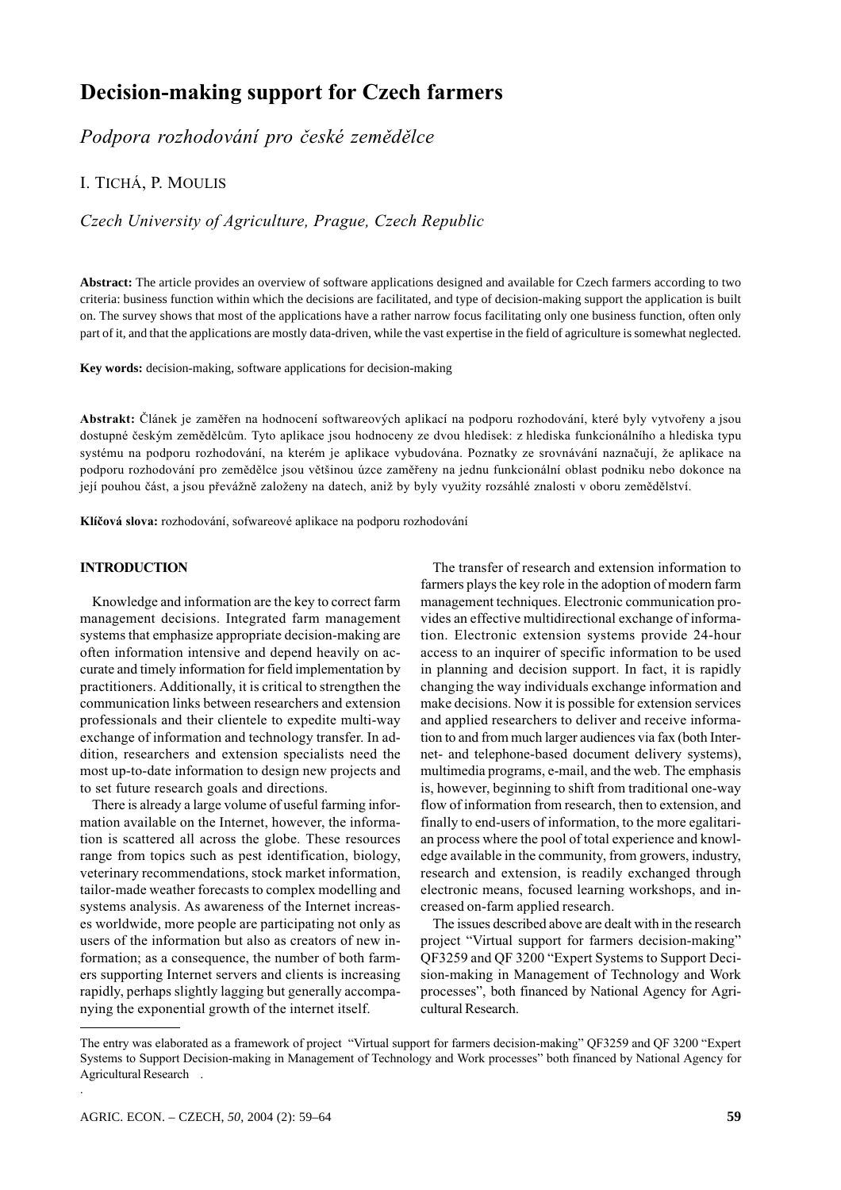# Decision-making support for Czech farmers

*Podpora rozhodování pro české zemědělce*

I. Tichá, P. Moulis

*Czech University of Agriculture, Prague, Czech Republic*

**Abstract:** The article provides an overview of software applications designed and available for Czech farmers according to two criteria: business function within which the decisions are facilitated, and type of decision-making support the application is built on. The survey shows that most of the applications have a rather narrow focus facilitating only one business function, often only part of it, and that the applications are mostly data-driven, while the vast expertise in the field of agriculture is somewhat neglected.

**Key words:** decision-making, software applications for decision-making

**Abstrakt:** Článek je zaměřen na hodnocení softwareových aplikací na podporu rozhodování, které byly vytvořeny a jsou dostupné českým zemědělcům. Tyto aplikace jsou hodnoceny ze dvou hledisek: z hlediska funkcionálního a hlediska typu systému na podporu rozhodování, na kterém je aplikace vybudována. Poznatky ze srovnávání naznačují, že aplikace na podporu rozhodování pro zemědělce jsou většinou úzce zaměřeny na jednu funkcionální oblast podniku nebo dokonce na její pouhou část, a jsou převážně založeny na datech, aniž by byly využity rozsáhlé znalosti v oboru zemědělství.

**Klíčová slova:** rozhodování, sofwareové aplikace na podporu rozhodování

## INTRODUCTION

Knowledge and information are the key to correct farm management decisions. Integrated farm management systems that emphasize appropriate decision-making are often information intensive and depend heavily on accurate and timely information for field implementation by practitioners. Additionally, it is critical to strengthen the communication links between researchers and extension professionals and their clientele to expedite multi-way exchange of information and technology transfer. In addition, researchers and extension specialists need the most up-to-date information to design new projects and to set future research goals and directions.

There is already a large volume of useful farming information available on the Internet, however, the information is scattered all across the globe. These resources range from topics such as pest identification, biology, veterinary recommendations, stock market information, tailor-made weather forecasts to complex modelling and systems analysis. As awareness of the Internet increases worldwide, more people are participating not only as users of the information but also as creators of new information; as a consequence, the number of both farmers supporting Internet servers and clients is increasing rapidly, perhaps slightly lagging but generally accompanying the exponential growth of the internet itself.

The transfer of research and extension information to farmers plays the key role in the adoption of modern farm management techniques. Electronic communication provides an effective multidirectional exchange of information. Electronic extension systems provide 24-hour access to an inquirer of specific information to be used in planning and decision support. In fact, it is rapidly changing the way individuals exchange information and make decisions. Now it is possible for extension services and applied researchers to deliver and receive information to and from much larger audiences via fax (both Internet- and telephone-based document delivery systems), multimedia programs, e-mail, and the web. The emphasis is, however, beginning to shift from traditional one-way flow of information from research, then to extension, and finally to end-users of information, to the more egalitarian process where the pool of total experience and knowledge available in the community, from growers, industry, research and extension, is readily exchanged through electronic means, focused learning workshops, and increased on-farm applied research.

The issues described above are dealt with in the research project "Virtual support for farmers decision-making" QF3259 and QF 3200 "Expert Systems to Support Decision-making in Management of Technology and Work processes", both financed by National Agency for Agricultural Research.

The entry was elaborated as a framework of project "Virtual support for farmers decision-making" QF3259 and QF 3200 "Expert Systems to Support Decision-making in Management of Technology and Work processes" both financed by National Agency for Agricultural Research .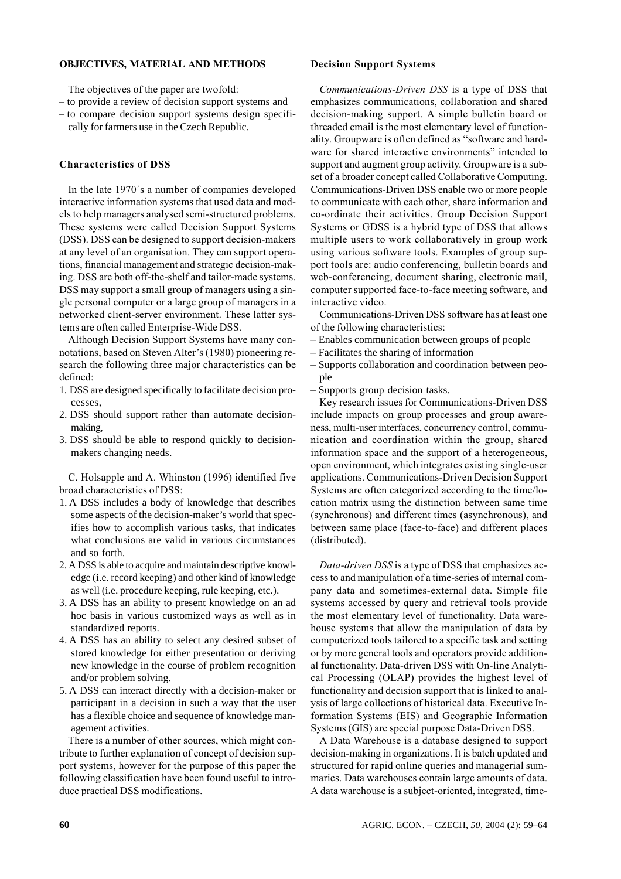## OBJECTIVES, MATERIAL AND METHODS

The objectives of the paper are twofold:

– to provide a review of decision support systems and
– to compare decision support systems design specifically for farmers use in the Czech Republic.

### Characteristics of DSS

In the late 1970´s a number of companies developed interactive information systems that used data and models to help managers analysed semi-structured problems. These systems were called Decision Support Systems (DSS). DSS can be designed to support decision-makers at any level of an organisation. They can support operations, financial management and strategic decision-making. DSS are both off-the-shelf and tailor-made systems. DSS may support a small group of managers using a single personal computer or a large group of managers in a networked client-server environment. These latter systems are often called Enterprise-Wide DSS.

Although Decision Support Systems have many connotations, based on Steven Alter's (1980) pioneering research the following three major characteristics can be defined:

1. DSS are designed specifically to facilitate decision processes,
2. DSS should support rather than automate decision-making,
3. DSS should be able to respond quickly to decision-makers changing needs.

C. Holsapple and A. Whinston (1996) identified five broad characteristics of DSS:

1. A DSS includes a body of knowledge that describes some aspects of the decision-maker's world that specifies how to accomplish various tasks, that indicates what conclusions are valid in various circumstances and so forth.
2. A DSS is able to acquire and maintain descriptive knowledge (i.e. record keeping) and other kind of knowledge as well (i.e. procedure keeping, rule keeping, etc.).
3. A DSS has an ability to present knowledge on an ad hoc basis in various customized ways as well as in standardized reports.
4. A DSS has an ability to select any desired subset of stored knowledge for either presentation or deriving new knowledge in the course of problem recognition and/or problem solving.
5. A DSS can interact directly with a decision-maker or participant in a decision in such a way that the user has a flexible choice and sequence of knowledge management activities.

There is a number of other sources, which might contribute to further explanation of concept of decision support systems, however for the purpose of this paper the following classification have been found useful to introduce practical DSS modifications.

### Decision Support Systems

*Communications-Driven DSS* is a type of DSS that emphasizes communications, collaboration and shared decision-making support. A simple bulletin board or threaded email is the most elementary level of functionality. Groupware is often defined as "software and hardware for shared interactive environments" intended to support and augment group activity. Groupware is a subset of a broader concept called Collaborative Computing. Communications-Driven DSS enable two or more people to communicate with each other, share information and co-ordinate their activities. Group Decision Support Systems or GDSS is a hybrid type of DSS that allows multiple users to work collaboratively in group work using various software tools. Examples of group support tools are: audio conferencing, bulletin boards and web-conferencing, document sharing, electronic mail, computer supported face-to-face meeting software, and interactive video.

Communications-Driven DSS software has at least one of the following characteristics:

– Enables communication between groups of people
– Facilitates the sharing of information
– Supports collaboration and coordination between people
– Supports group decision tasks.

Key research issues for Communications-Driven DSS include impacts on group processes and group awareness, multi-user interfaces, concurrency control, communication and coordination within the group, shared information space and the support of a heterogeneous, open environment, which integrates existing single-user applications. Communications-Driven Decision Support Systems are often categorized according to the time/location matrix using the distinction between same time (synchronous) and different times (asynchronous), and between same place (face-to-face) and different places (distributed).

*Data-driven DSS* is a type of DSS that emphasizes access to and manipulation of a time-series of internal company data and sometimes-external data. Simple file systems accessed by query and retrieval tools provide the most elementary level of functionality. Data warehouse systems that allow the manipulation of data by computerized tools tailored to a specific task and setting or by more general tools and operators provide additional functionality. Data-driven DSS with On-line Analytical Processing (OLAP) provides the highest level of functionality and decision support that is linked to analysis of large collections of historical data. Executive Information Systems (EIS) and Geographic Information Systems (GIS) are special purpose Data-Driven DSS.

A Data Warehouse is a database designed to support decision-making in organizations. It is batch updated and structured for rapid online queries and managerial summaries. Data warehouses contain large amounts of data. A data warehouse is a subject-oriented, integrated, time-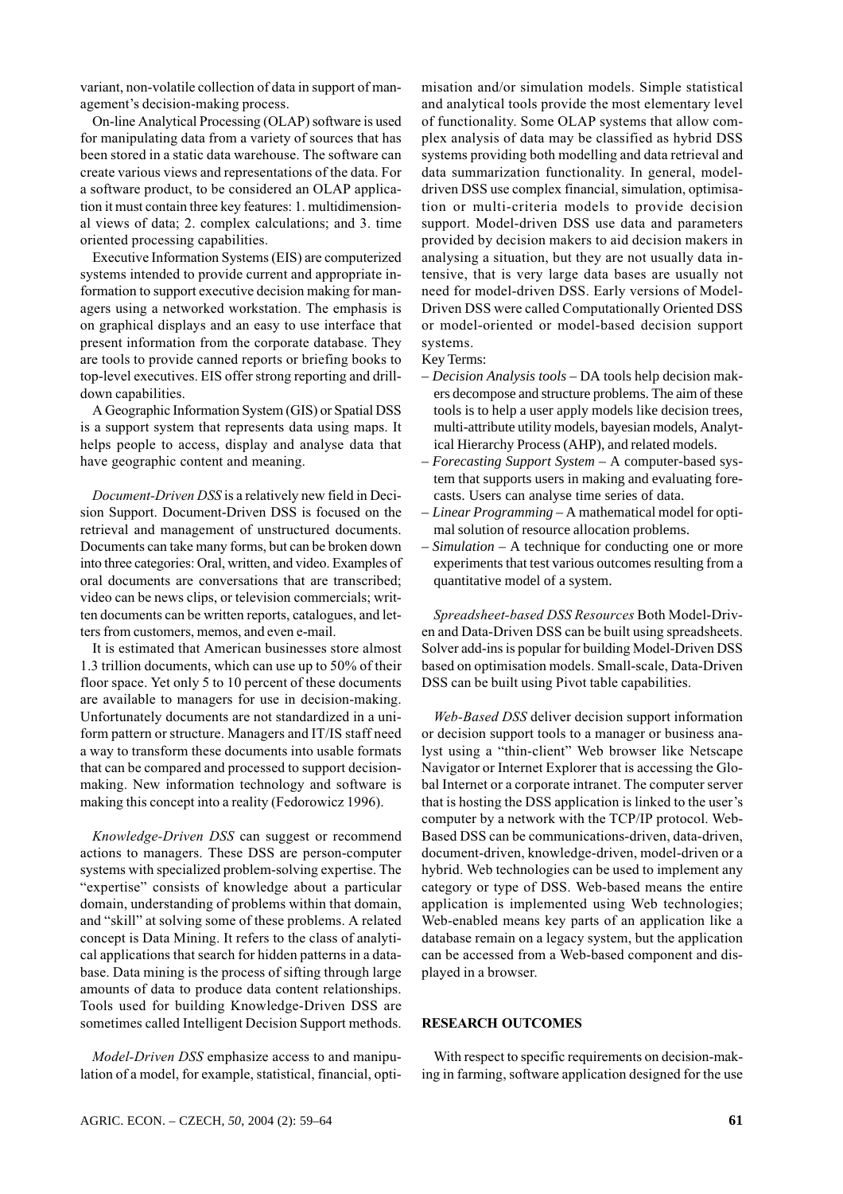variant, non-volatile collection of data in support of management's decision-making process.

On-line Analytical Processing (OLAP) software is used for manipulating data from a variety of sources that has been stored in a static data warehouse. The software can create various views and representations of the data. For a software product, to be considered an OLAP application it must contain three key features: 1. multidimensional views of data; 2. complex calculations; and 3. time oriented processing capabilities.

Executive Information Systems (EIS) are computerized systems intended to provide current and appropriate information to support executive decision making for managers using a networked workstation. The emphasis is on graphical displays and an easy to use interface that present information from the corporate database. They are tools to provide canned reports or briefing books to top-level executives. EIS offer strong reporting and drill-down capabilities.

A Geographic Information System (GIS) or Spatial DSS is a support system that represents data using maps. It helps people to access, display and analyse data that have geographic content and meaning.

*Document-Driven DSS* is a relatively new field in Decision Support. Document-Driven DSS is focused on the retrieval and management of unstructured documents. Documents can take many forms, but can be broken down into three categories: Oral, written, and video. Examples of oral documents are conversations that are transcribed; video can be news clips, or television commercials; written documents can be written reports, catalogues, and letters from customers, memos, and even e-mail.

It is estimated that American businesses store almost 1.3 trillion documents, which can use up to 50% of their floor space. Yet only 5 to 10 percent of these documents are available to managers for use in decision-making. Unfortunately documents are not standardized in a uniform pattern or structure. Managers and IT/IS staff need a way to transform these documents into usable formats that can be compared and processed to support decision-making. New information technology and software is making this concept into a reality (Fedorowicz 1996).

*Knowledge-Driven DSS* can suggest or recommend actions to managers. These DSS are person-computer systems with specialized problem-solving expertise. The "expertise" consists of knowledge about a particular domain, understanding of problems within that domain, and "skill" at solving some of these problems. A related concept is Data Mining. It refers to the class of analytical applications that search for hidden patterns in a database. Data mining is the process of sifting through large amounts of data to produce data content relationships. Tools used for building Knowledge-Driven DSS are sometimes called Intelligent Decision Support methods.

*Model-Driven DSS* emphasize access to and manipulation of a model, for example, statistical, financial, optimisation and/or simulation models. Simple statistical and analytical tools provide the most elementary level of functionality. Some OLAP systems that allow complex analysis of data may be classified as hybrid DSS systems providing both modelling and data retrieval and data summarization functionality. In general, model-driven DSS use complex financial, simulation, optimisation or multi-criteria models to provide decision support. Model-driven DSS use data and parameters provided by decision makers to aid decision makers in analysing a situation, but they are not usually data intensive, that is very large data bases are usually not need for model-driven DSS. Early versions of Model-Driven DSS were called Computationally Oriented DSS or model-oriented or model-based decision support systems.

Key Terms:

– *Decision Analysis tools* – DA tools help decision makers decompose and structure problems. The aim of these tools is to help a user apply models like decision trees, multi-attribute utility models, bayesian models, Analytical Hierarchy Process (AHP), and related models.
– *Forecasting Support System* – A computer-based system that supports users in making and evaluating forecasts. Users can analyse time series of data.
– *Linear Programming* – A mathematical model for optimal solution of resource allocation problems.
– *Simulation* – A technique for conducting one or more experiments that test various outcomes resulting from a quantitative model of a system.

*Spreadsheet-based DSS Resources* Both Model-Driven and Data-Driven DSS can be built using spreadsheets. Solver add-ins is popular for building Model-Driven DSS based on optimisation models. Small-scale, Data-Driven DSS can be built using Pivot table capabilities.

*Web-Based DSS* deliver decision support information or decision support tools to a manager or business analyst using a "thin-client" Web browser like Netscape Navigator or Internet Explorer that is accessing the Global Internet or a corporate intranet. The computer server that is hosting the DSS application is linked to the user's computer by a network with the TCP/IP protocol. Web-Based DSS can be communications-driven, data-driven, document-driven, knowledge-driven, model-driven or a hybrid. Web technologies can be used to implement any category or type of DSS. Web-based means the entire application is implemented using Web technologies; Web-enabled means key parts of an application like a database remain on a legacy system, but the application can be accessed from a Web-based component and displayed in a browser.

## RESEARCH OUTCOMES

With respect to specific requirements on decision-making in farming, software application designed for the use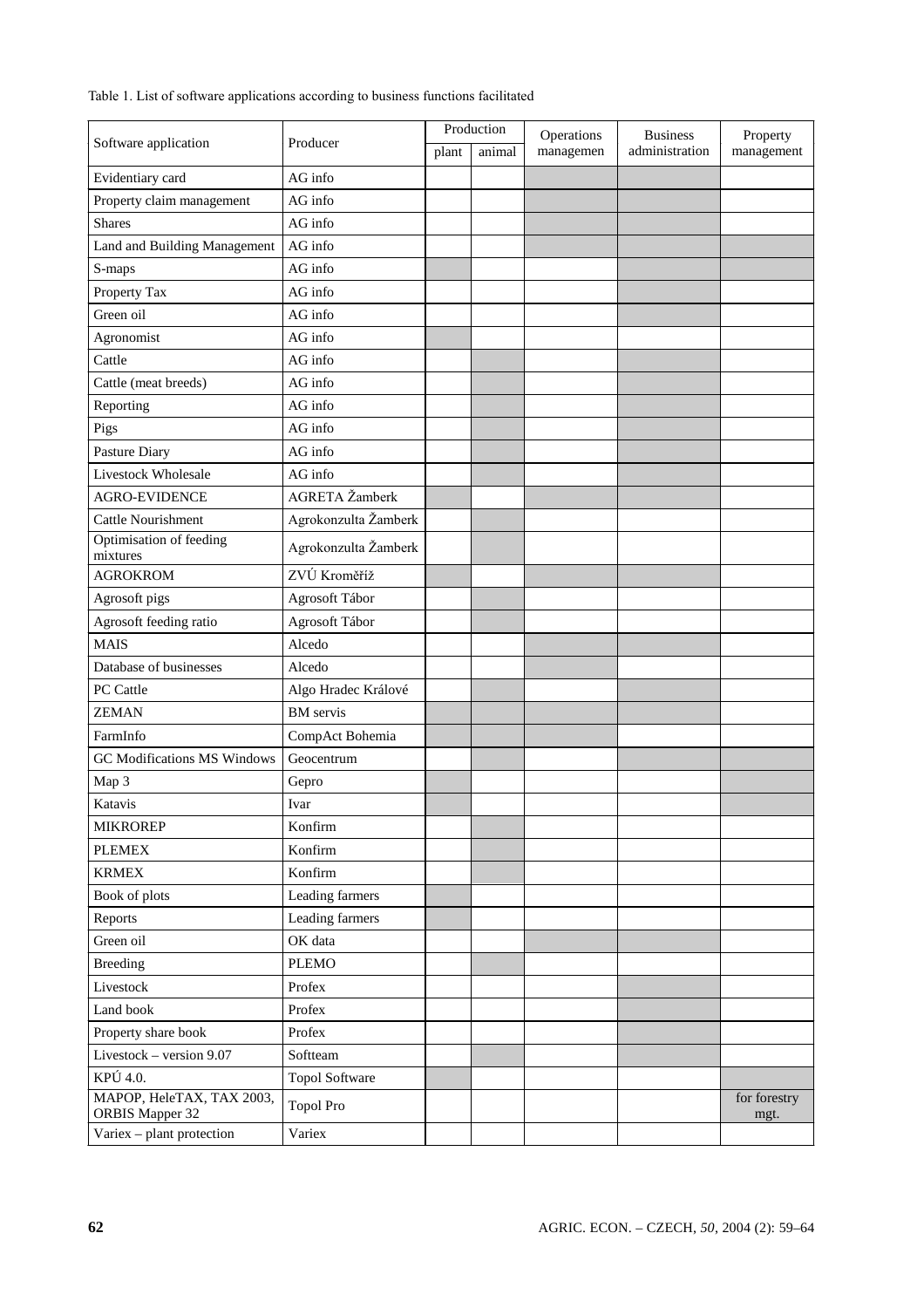Table 1. List of software applications according to business functions facilitated

(x = shaded cell in the original table)

| Software application | Producer | Production | | Operations managemen | Business administration | Property management |
|---|---|---|---|---|---|---|
| | | plant | animal | | | |
| Evidentiary card | AG info | | | x | x | |
| Property claim management | AG info | | | x | x | |
| Shares | AG info | | | x | x | |
| Land and Building Management | AG info | | | x | x | x |
| S-maps | AG info | x | | | x | x |
| Property Tax | AG info | | | | x | |
| Green oil | AG info | | | | x | |
| Agronomist | AG info | x | | | | |
| Cattle | AG info | | x | | x | |
| Cattle (meat breeds) | AG info | | x | | x | |
| Reporting | AG info | | x | | x | |
| Pigs | AG info | | x | | x | |
| Pasture Diary | AG info | | x | | x | |
| Livestock Wholesale | AG info | | x | | x | |
| AGRO-EVIDENCE | AGRETA Žamberk | x | | x | x | |
| Cattle Nourishment | Agrokonzulta Žamberk | | x | | | |
| Optimisation of feeding mixtures | Agrokonzulta Žamberk | | x | | | |
| AGROKROM | ZVÚ Kroměříž | x | | x | x | |
| Agrosoft pigs | Agrosoft Tábor | | x | | | |
| Agrosoft feeding ratio | Agrosoft Tábor | | x | | | |
| MAIS | Alcedo | | | x | x | |
| Database of businesses | Alcedo | | | x | | |
| PC Cattle | Algo Hradec Králové | | x | | x | |
| ZEMAN | BM servis | x | x | x | x | |
| FarmInfo | CompAct Bohemia | x | x | x | | |
| GC Modifications MS Windows | Geocentrum | | x | | x | x |
| Map 3 | Gepro | x | | | x | x |
| Katavis | Ivar | x | | | | x |
| MIKROREP | Konfirm | | x | | | |
| PLEMEX | Konfirm | | x | | | |
| KRMEX | Konfirm | | x | | | |
| Book of plots | Leading farmers | x | | | | |
| Reports | Leading farmers | x | | | | |
| Green oil | OK data | | | x | x | |
| Breeding | PLEMO | | x | | | |
| Livestock | Profex | | | | x | |
| Land book | Profex | | | | x | |
| Property share book | Profex | | | | x | |
| Livestock – version 9.07 | Softteam | | x | | x | |
| KPÚ 4.0. | Topol Software | x | | | | x |
| MAPOP, HeleTAX, TAX 2003, ORBIS Mapper 32 | Topol Pro | | | | | for forestry mgt. |
| Variex – plant protection | Variex | | | | | |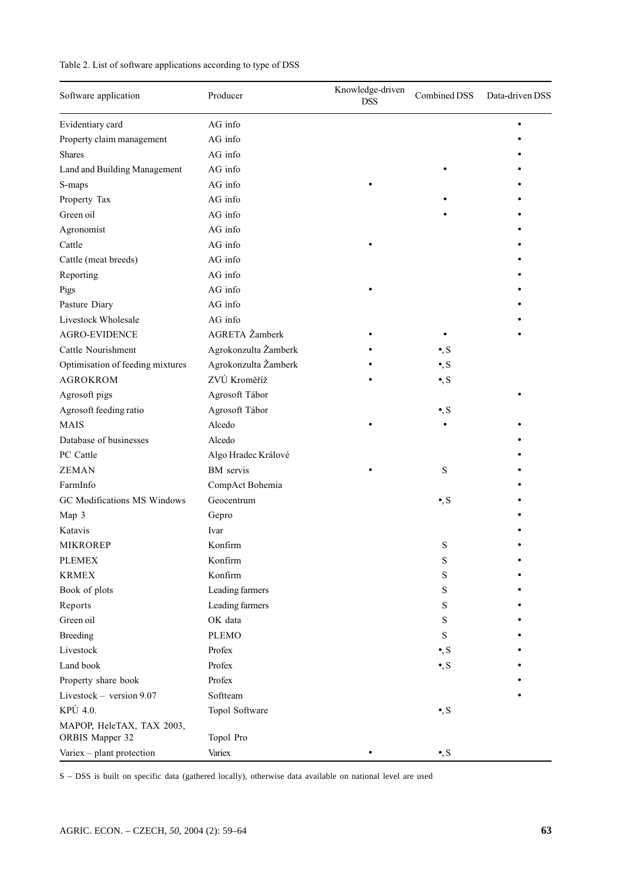Table 2. List of software applications according to type of DSS

| Software application | Producer | Knowledge-driven DSS | Combined DSS | Data-driven DSS |
|---|---|---|---|---|
| Evidentiary card | AG info | | | • |
| Property claim management | AG info | | | • |
| Shares | AG info | | | • |
| Land and Building Management | AG info | | • | • |
| S-maps | AG info | • | | • |
| Property Tax | AG info | | • | • |
| Green oil | AG info | | • | • |
| Agronomist | AG info | | | • |
| Cattle | AG info | • | | • |
| Cattle (meat breeds) | AG info | | | • |
| Reporting | AG info | | | • |
| Pigs | AG info | • | | • |
| Pasture Diary | AG info | | | • |
| Livestock Wholesale | AG info | | | • |
| AGRO-EVIDENCE | AGRETA Žamberk | • | • | • |
| Cattle Nourishment | Agrokonzulta Žamberk | • | •, S | |
| Optimisation of feeding mixtures | Agrokonzulta Žamberk | • | •, S | |
| AGROKROM | ZVÚ Kroměříž | • | •, S | |
| Agrosoft pigs | Agrosoft Tábor | | | • |
| Agrosoft feeding ratio | Agrosoft Tábor | | •, S | |
| MAIS | Alcedo | • | • | • |
| Database of businesses | Alcedo | | | • |
| PC Cattle | Algo Hradec Králové | | | • |
| ZEMAN | BM servis | • | S | • |
| FarmInfo | CompAct Bohemia | | | • |
| GC Modifications MS Windows | Geocentrum | | •, S | • |
| Map 3 | Gepro | | | • |
| Katavis | Ivar | | | • |
| MIKROREP | Konfirm | | S | • |
| PLEMEX | Konfirm | | S | • |
| KRMEX | Konfirm | | S | • |
| Book of plots | Leading farmers | | S | • |
| Reports | Leading farmers | | S | • |
| Green oil | OK data | | S | • |
| Breeding | PLEMO | | S | • |
| Livestock | Profex | | •, S | • |
| Land book | Profex | | •, S | • |
| Property share book | Profex | | | • |
| Livestock – version 9.07 | Softteam | | | • |
| KPÚ 4.0. | Topol Software | | •, S | |
| MAPOP, HeleTAX, TAX 2003, ORBIS Mapper 32 | Topol Pro | | | |
| Variex – plant protection | Variex | • | •, S | |

S – DSS is built on specific data (gathered locally), otherwise data available on national level are used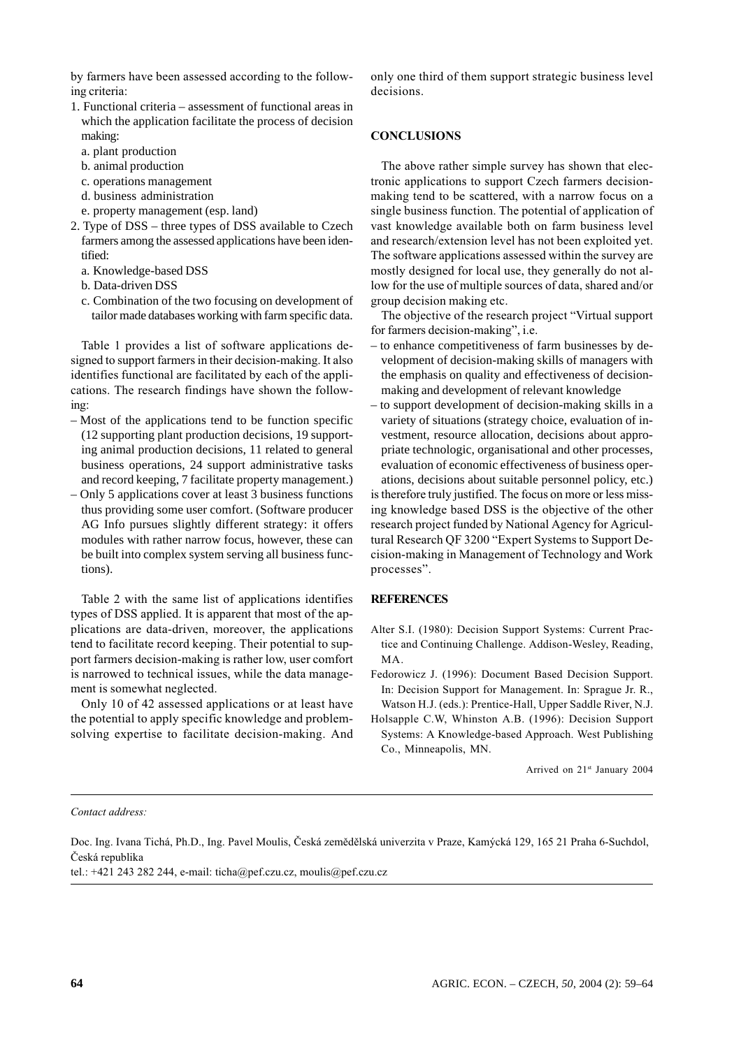by farmers have been assessed according to the following criteria:

1. Functional criteria – assessment of functional areas in which the application facilitate the process of decision making:
   a. plant production
   b. animal production
   c. operations management
   d. business administration
   e. property management (esp. land)
2. Type of DSS – three types of DSS available to Czech farmers among the assessed applications have been identified:
   a. Knowledge-based DSS
   b. Data-driven DSS
   c. Combination of the two focusing on development of tailor made databases working with farm specific data.

Table 1 provides a list of software applications designed to support farmers in their decision-making. It also identifies functional are facilitated by each of the applications. The research findings have shown the following:

- Most of the applications tend to be function specific (12 supporting plant production decisions, 19 supporting animal production decisions, 11 related to general business operations, 24 support administrative tasks and record keeping, 7 facilitate property management.)
- Only 5 applications cover at least 3 business functions thus providing some user comfort. (Software producer AG Info pursues slightly different strategy: it offers modules with rather narrow focus, however, these can be built into complex system serving all business functions).

Table 2 with the same list of applications identifies types of DSS applied. It is apparent that most of the applications are data-driven, moreover, the applications tend to facilitate record keeping. Their potential to support farmers decision-making is rather low, user comfort is narrowed to technical issues, while the data management is somewhat neglected.

Only 10 of 42 assessed applications or at least have the potential to apply specific knowledge and problem-solving expertise to facilitate decision-making. And only one third of them support strategic business level decisions.

## CONCLUSIONS

The above rather simple survey has shown that electronic applications to support Czech farmers decision-making tend to be scattered, with a narrow focus on a single business function. The potential of application of vast knowledge available both on farm business level and research/extension level has not been exploited yet. The software applications assessed within the survey are mostly designed for local use, they generally do not allow for the use of multiple sources of data, shared and/or group decision making etc.

The objective of the research project "Virtual support for farmers decision-making", i.e.

- to enhance competitiveness of farm businesses by development of decision-making skills of managers with the emphasis on quality and effectiveness of decision-making and development of relevant knowledge
- to support development of decision-making skills in a variety of situations (strategy choice, evaluation of investment, resource allocation, decisions about appropriate technologic, organisational and other processes, evaluation of economic effectiveness of business operations, decisions about suitable personnel policy, etc.)

is therefore truly justified. The focus on more or less missing knowledge based DSS is the objective of the other research project funded by National Agency for Agricultural Research QF 3200 "Expert Systems to Support Decision-making in Management of Technology and Work processes".

## REFERENCES

Alter S.I. (1980): Decision Support Systems: Current Practice and Continuing Challenge. Addison-Wesley, Reading, MA.

Fedorowicz J. (1996): Document Based Decision Support. In: Decision Support for Management. In: Sprague Jr. R., Watson H.J. (eds.): Prentice-Hall, Upper Saddle River, N.J.

Holsapple C.W, Whinston A.B. (1996): Decision Support Systems: A Knowledge-based Approach. West Publishing Co., Minneapolis, MN.

Arrived on 21st January 2004

*Contact address:*

Doc. Ing. Ivana Tichá, Ph.D., Ing. Pavel Moulis, Česká zemědělská univerzita v Praze, Kamýcká 129, 165 21 Praha 6-Suchdol, Česká republika
tel.: +421 243 282 244, e-mail: ticha@pef.czu.cz, moulis@pef.czu.cz